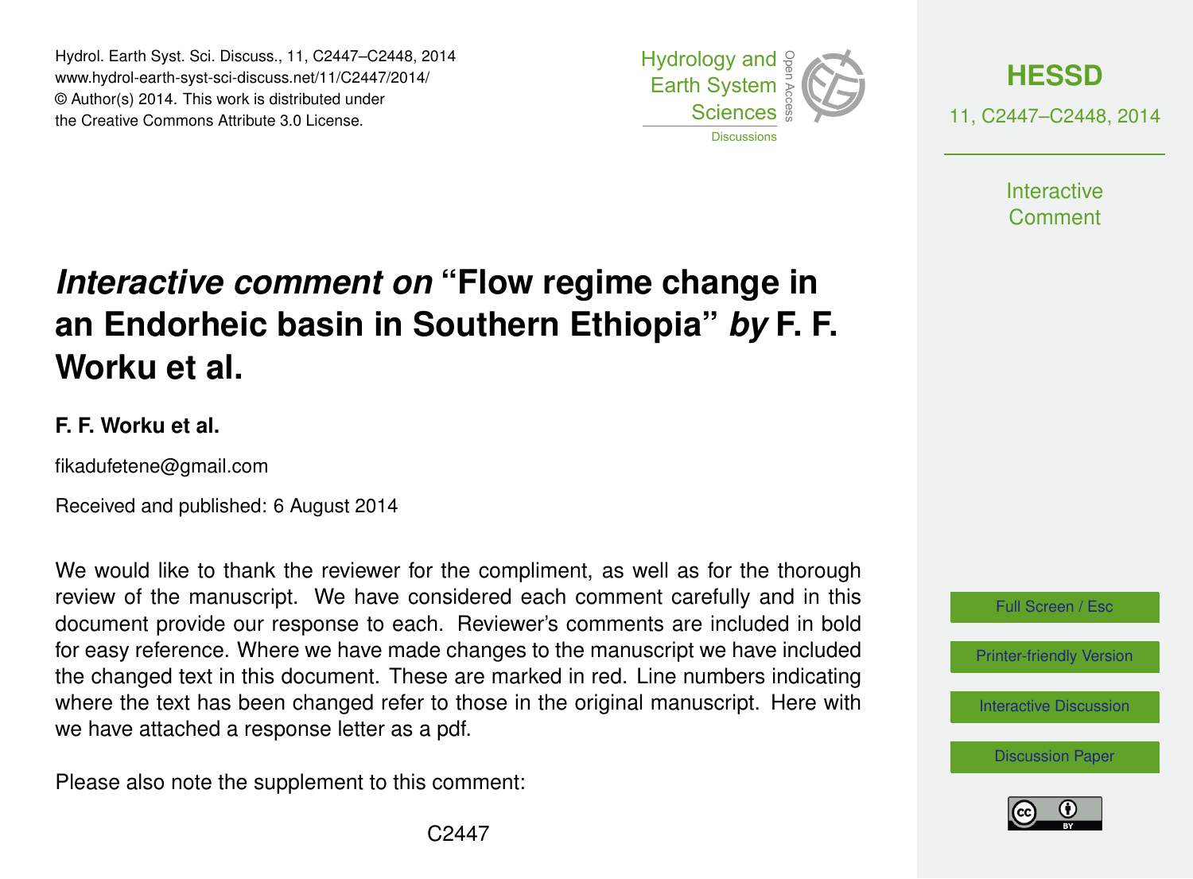# *Interactive comment on* "Flow regime change in an Endorheic basin in Southern Ethiopia" *by* F. F. Worku et al.

**F. F. Worku et al.**

fikadufetene@gmail.com

Received and published: 6 August 2014

We would like to thank the reviewer for the compliment, as well as for the thorough review of the manuscript. We have considered each comment carefully and in this document provide our response to each. Reviewer's comments are included in bold for easy reference. Where we have made changes to the manuscript we have included the changed text in this document. These are marked in red. Line numbers indicating where the text has been changed refer to those in the original manuscript. Here with we have attached a response letter as a pdf.

Please also note the supplement to this comment: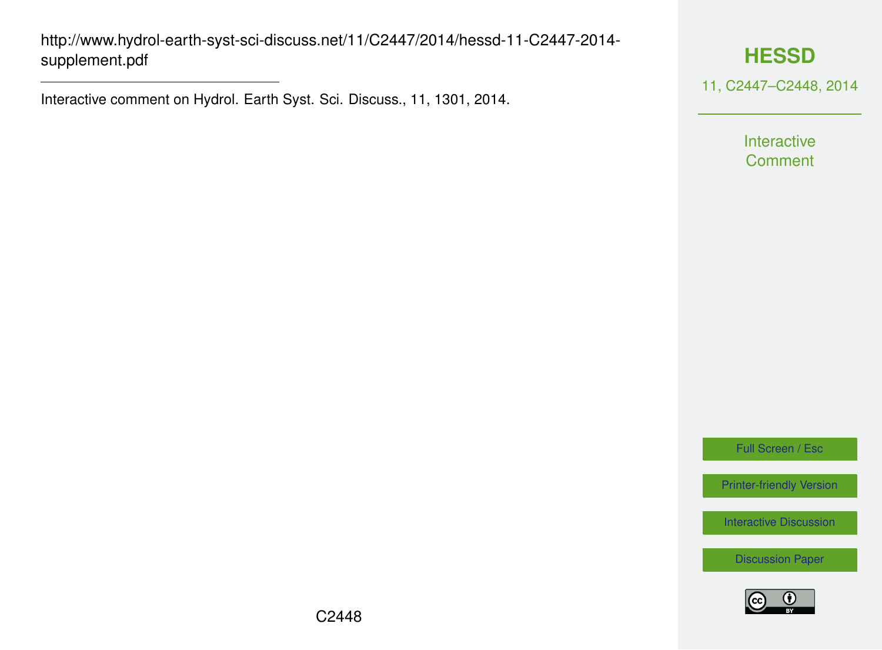http://www.hydrol-earth-syst-sci-discuss.net/11/C2447/2014/hessd-11-C2447-2014-supplement.pdf

---

Interactive comment on Hydrol. Earth Syst. Sci. Discuss., 11, 1301, 2014.